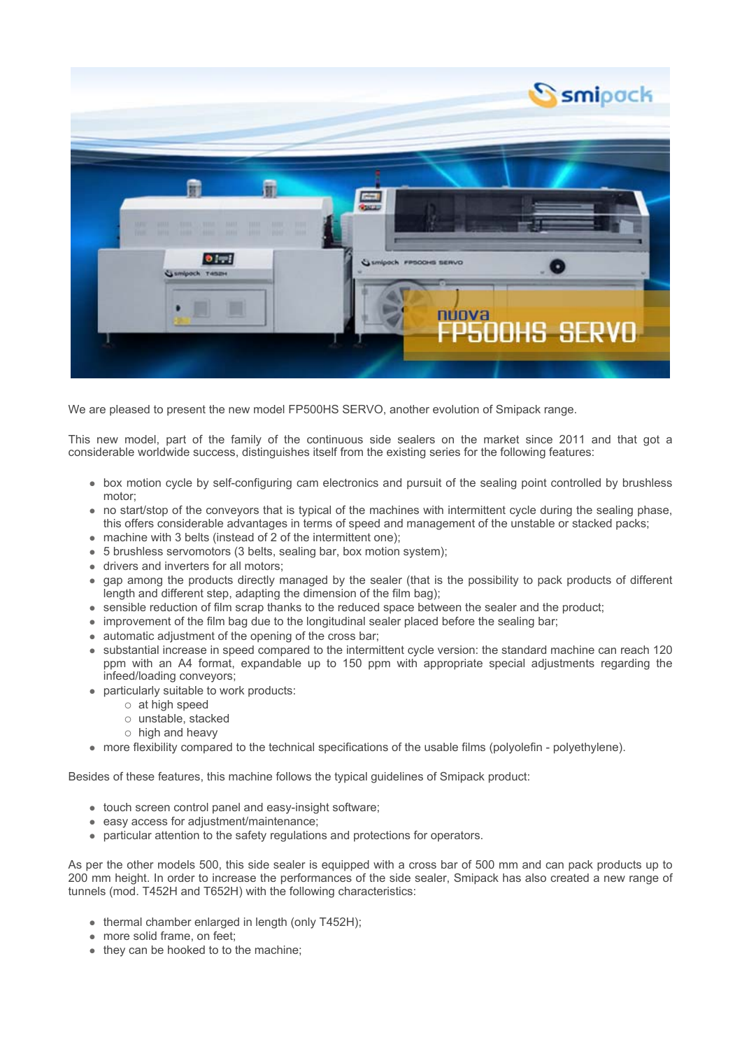We are pleased to present the new model FP500HS SERVO, another evolution of Smipack range.

This new model, part of the family of the continuous side sealers on the market since 2011 and that got a considerable worldwide success, distinguishes itself from the existing series for the following features:

- box motion cycle by self-configuring cam electronics and pursuit of the sealing point controlled by brushless motor;
- no start/stop of the conveyors that is typical of the machines with intermittent cycle during the sealing phase, this offers considerable advantages in terms of speed and management of the unstable or stacked packs;
- machine with 3 belts (instead of 2 of the intermittent one);
- 5 brushless servomotors (3 belts, sealing bar, box motion system);
- drivers and inverters for all motors;
- gap among the products directly managed by the sealer (that is the possibility to pack products of different length and different step, adapting the dimension of the film bag);
- sensible reduction of film scrap thanks to the reduced space between the sealer and the product;
- improvement of the film bag due to the longitudinal sealer placed before the sealing bar;
- automatic adjustment of the opening of the cross bar;
- substantial increase in speed compared to the intermittent cycle version: the standard machine can reach 120 ppm with an A4 format, expandable up to 150 ppm with appropriate special adjustments regarding the infeed/loading conveyors;
- particularly suitable to work products:
  - at high speed
  - unstable, stacked
  - high and heavy
- more flexibility compared to the technical specifications of the usable films (polyolefin - polyethylene).

Besides of these features, this machine follows the typical guidelines of Smipack product:

- touch screen control panel and easy-insight software;
- easy access for adjustment/maintenance;
- particular attention to the safety regulations and protections for operators.

As per the other models 500, this side sealer is equipped with a cross bar of 500 mm and can pack products up to 200 mm height. In order to increase the performances of the side sealer, Smipack has also created a new range of tunnels (mod. T452H and T652H) with the following characteristics:

- thermal chamber enlarged in length (only T452H);
- more solid frame, on feet;
- they can be hooked to to the machine;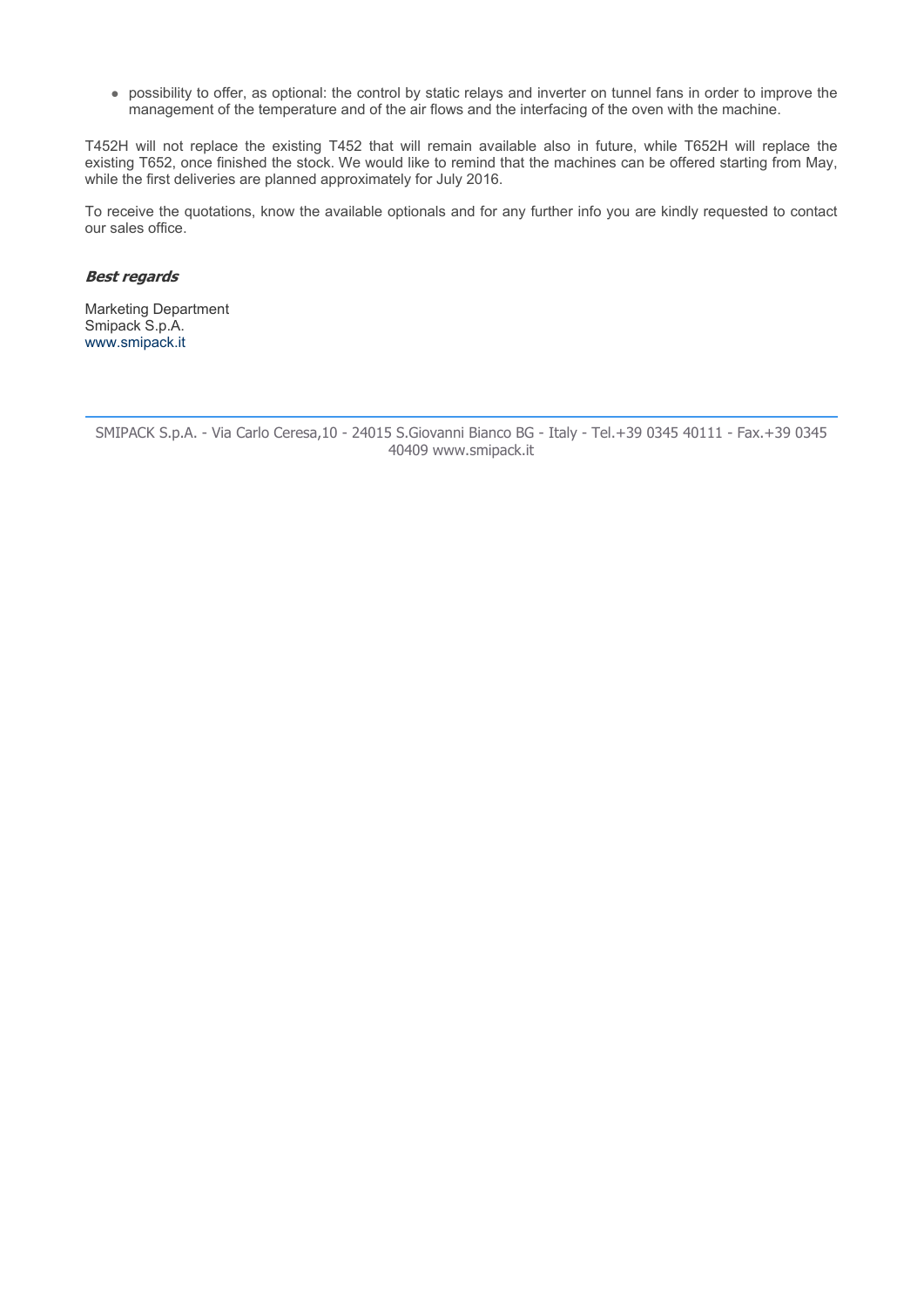- possibility to offer, as optional: the control by static relays and inverter on tunnel fans in order to improve the management of the temperature and of the air flows and the interfacing of the oven with the machine.

T452H will not replace the existing T452 that will remain available also in future, while T652H will replace the existing T652, once finished the stock. We would like to remind that the machines can be offered starting from May, while the first deliveries are planned approximately for July 2016.

To receive the quotations, know the available optionals and for any further info you are kindly requested to contact our sales office.

***Best regards***

Marketing Department
Smipack S.p.A.
www.smipack.it

---

SMIPACK S.p.A. - Via Carlo Ceresa,10 - 24015 S.Giovanni Bianco BG - Italy - Tel.+39 0345 40111 - Fax.+39 0345 40409 www.smipack.it